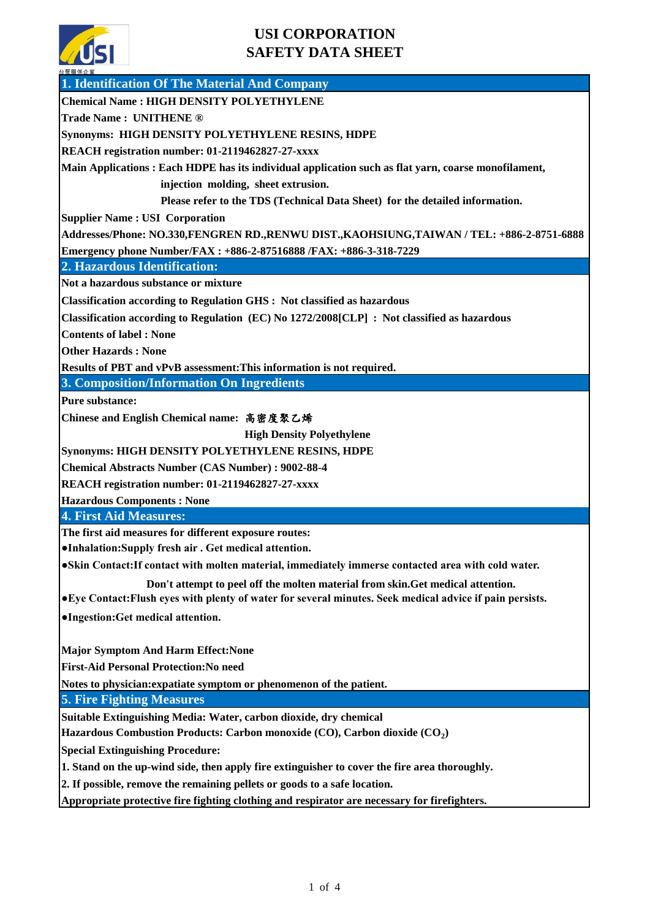# USI CORPORATION
# SAFETY DATA SHEET

台聚關係企業

## 1. Identification Of The Material And Company

**Chemical Name : HIGH DENSITY POLYETHYLENE**

**Trade Name : UNITHENE ®**

**Synonyms: HIGH DENSITY POLYETHYLENE RESINS, HDPE**

**REACH registration number: 01-2119462827-27-xxxx**

**Main Applications : Each HDPE has its individual application such as flat yarn, coarse monofilament, injection molding, sheet extrusion.**

**Please refer to the TDS (Technical Data Sheet) for the detailed information.**

**Supplier Name : USI Corporation**

**Addresses/Phone: NO.330,FENGREN RD.,RENWU DIST.,KAOHSIUNG,TAIWAN / TEL: +886-2-8751-6888**

**Emergency phone Number/FAX : +886-2-87516888 /FAX: +886-3-318-7229**

## 2. Hazardous Identification:

**Not a hazardous substance or mixture**

**Classification according to Regulation GHS : Not classified as hazardous**

**Classification according to Regulation (EC) No 1272/2008[CLP] : Not classified as hazardous**

**Contents of label : None**

**Other Hazards : None**

**Results of PBT and vPvB assessment:This information is not required.**

## 3. Composition/Information On Ingredients

**Pure substance:**

**Chinese and English Chemical name: 高密度聚乙烯**

**High Density Polyethylene**

**Synonyms: HIGH DENSITY POLYETHYLENE RESINS, HDPE**

**Chemical Abstracts Number (CAS Number) : 9002-88-4**

**REACH registration number: 01-2119462827-27-xxxx**

**Hazardous Components : None**

## 4. First Aid Measures:

**The first aid measures for different exposure routes:**

- **Inhalation:Supply fresh air . Get medical attention.**
- **Skin Contact:If contact with molten material, immediately immerse contacted area with cold water. Don't attempt to peel off the molten material from skin.Get medical attention.**
- **Eye Contact:Flush eyes with plenty of water for several minutes. Seek medical advice if pain persists.**
- **Ingestion:Get medical attention.**

**Major Symptom And Harm Effect:None**

**First-Aid Personal Protection:No need**

**Notes to physician:expatiate symptom or phenomenon of the patient.**

## 5. Fire Fighting Measures

**Suitable Extinguishing Media: Water, carbon dioxide, dry chemical**

**Hazardous Combustion Products: Carbon monoxide (CO), Carbon dioxide ($CO_2$)**

**Special Extinguishing Procedure:**

**1. Stand on the up-wind side, then apply fire extinguisher to cover the fire area thoroughly.**

**2. If possible, remove the remaining pellets or goods to a safe location.**

**Appropriate protective fire fighting clothing and respirator are necessary for firefighters.**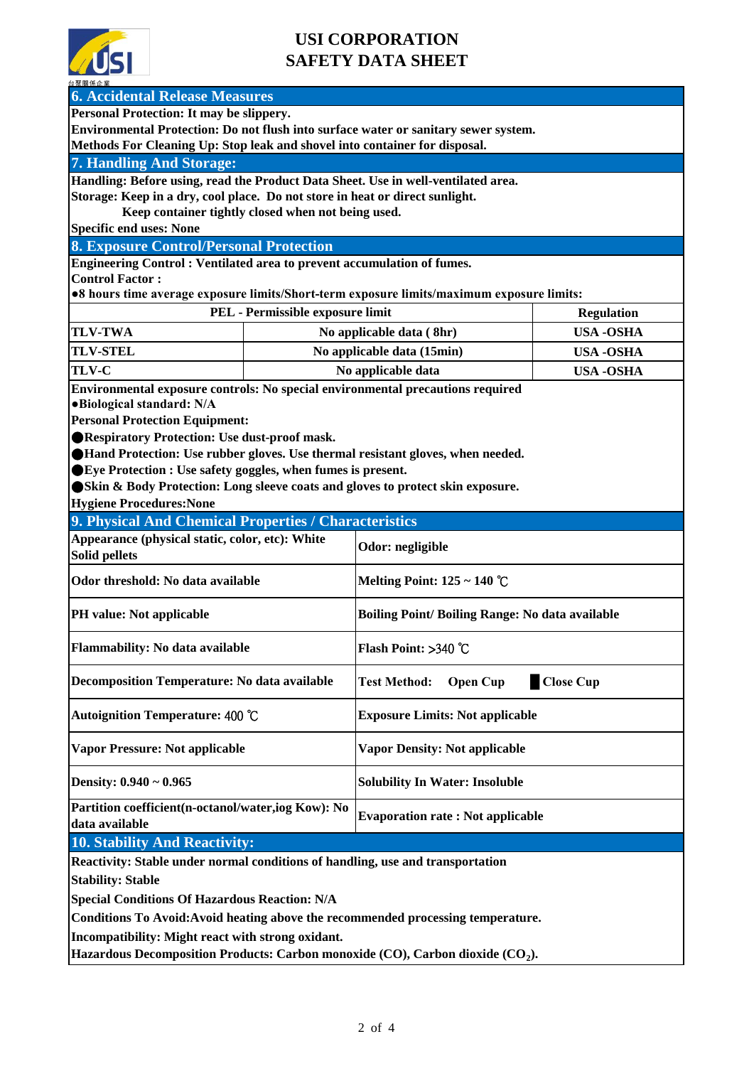# USI CORPORATION
# SAFETY DATA SHEET

## 6. Accidental Release Measures

**Personal Protection: It may be slippery.**
**Environmental Protection: Do not flush into surface water or sanitary sewer system.**
**Methods For Cleaning Up: Stop leak and shovel into container for disposal.**

## 7. Handling And Storage:

**Handling: Before using, read the Product Data Sheet. Use in well-ventilated area.**
**Storage: Keep in a dry, cool place. Do not store in heat or direct sunlight.**
**Keep container tightly closed when not being used.**
**Specific end uses: None**

## 8. Exposure Control/Personal Protection

**Engineering Control : Ventilated area to prevent accumulation of fumes.**
**Control Factor :**
**●8 hours time average exposure limits/Short-term exposure limits/maximum exposure limits:**

| PEL - Permissible exposure limit | | Regulation |
|---|---|---|
| TLV-TWA | No applicable data ( 8hr) | USA -OSHA |
| TLV-STEL | No applicable data (15min) | USA -OSHA |
| TLV-C | No applicable data | USA -OSHA |

**Environmental exposure controls: No special environmental precautions required**
**●Biological standard: N/A**
**Personal Protection Equipment:**
**●Respiratory Protection: Use dust-proof mask.**
**●Hand Protection: Use rubber gloves. Use thermal resistant gloves, when needed.**
**●Eye Protection : Use safety goggles, when fumes is present.**
**●Skin & Body Protection: Long sleeve coats and gloves to protect skin exposure.**
**Hygiene Procedures:None**

## 9. Physical And Chemical Properties / Characteristics

| | |
|---|---|
| Appearance (physical static, color, etc): White Solid pellets | Odor: negligible |
| Odor threshold: No data available | Melting Point: 125 ~ 140 ℃ |
| PH value: Not applicable | Boiling Point/ Boiling Range: No data available |
| Flammability: No data available | Flash Point: >340 ℃ |
| Decomposition Temperature: No data available | Test Method: Open Cup ■ Close Cup |
| Autoignition Temperature: 400 ℃ | Exposure Limits: Not applicable |
| Vapor Pressure: Not applicable | Vapor Density: Not applicable |
| Density: 0.940 ~ 0.965 | Solubility In Water: Insoluble |
| Partition coefficient(n-octanol/water,iog Kow): No data available | Evaporation rate : Not applicable |

## 10. Stability And Reactivity:

**Reactivity: Stable under normal conditions of handling, use and transportation**
**Stability: Stable**
**Special Conditions Of Hazardous Reaction: N/A**
**Conditions To Avoid:Avoid heating above the recommended processing temperature.**
**Incompatibility: Might react with strong oxidant.**
**Hazardous Decomposition Products: Carbon monoxide (CO), Carbon dioxide ($CO_2$).**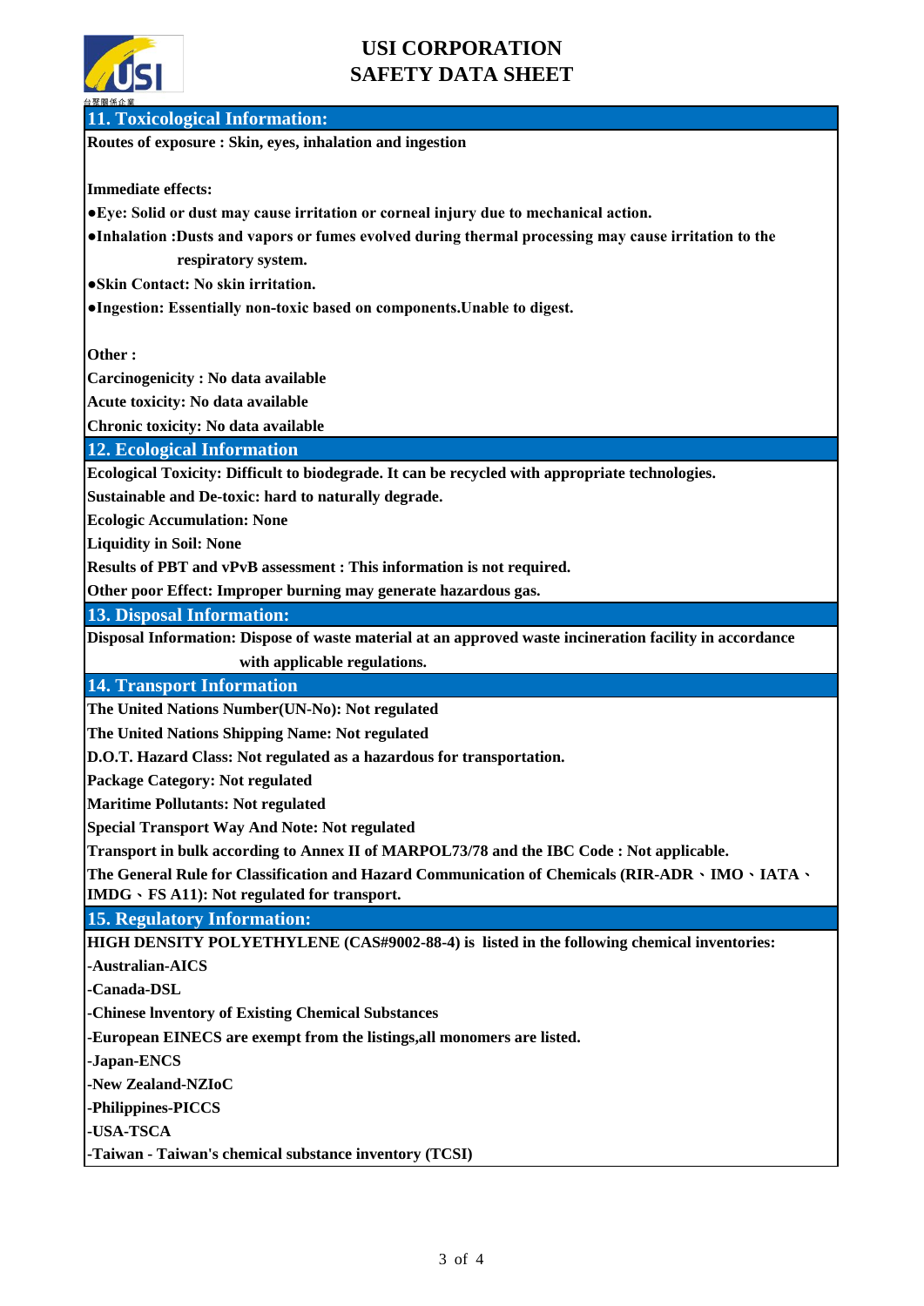## 11. Toxicological Information:

**Routes of exposure : Skin, eyes, inhalation and ingestion**

**Immediate effects:**

- **Eye: Solid or dust may cause irritation or corneal injury due to mechanical action.**
- **Inhalation :Dusts and vapors or fumes evolved during thermal processing may cause irritation to the respiratory system.**
- **Skin Contact: No skin irritation.**
- **Ingestion: Essentially non-toxic based on components.Unable to digest.**

**Other :**

**Carcinogenicity : No data available**

**Acute toxicity: No data available**

**Chronic toxicity: No data available**

## 12. Ecological Information

**Ecological Toxicity: Difficult to biodegrade. It can be recycled with appropriate technologies.**

**Sustainable and De-toxic: hard to naturally degrade.**

**Ecologic Accumulation: None**

**Liquidity in Soil: None**

**Results of PBT and vPvB assessment : This information is not required.**

**Other poor Effect: Improper burning may generate hazardous gas.**

## 13. Disposal Information:

**Disposal Information: Dispose of waste material at an approved waste incineration facility in accordance with applicable regulations.**

## 14. Transport Information

**The United Nations Number(UN-No): Not regulated**

**The United Nations Shipping Name: Not regulated**

**D.O.T. Hazard Class: Not regulated as a hazardous for transportation.**

**Package Category: Not regulated**

**Maritime Pollutants: Not regulated**

**Special Transport Way And Note: Not regulated**

**Transport in bulk according to Annex II of MARPOL73/78 and the IBC Code : Not applicable.**

**The General Rule for Classification and Hazard Communication of Chemicals (RIR-ADR、IMO、IATA、IMDG、FS A11): Not regulated for transport.**

## 15. Regulatory Information:

**HIGH DENSITY POLYETHYLENE (CAS#9002-88-4) is listed in the following chemical inventories:**

**-Australian-AICS**

**-Canada-DSL**

**-Chinese Inventory of Existing Chemical Substances**

**-European EINECS are exempt from the listings,all monomers are listed.**

**-Japan-ENCS**

**-New Zealand-NZIoC**

**-Philippines-PICCS**

**-USA-TSCA**

**-Taiwan - Taiwan's chemical substance inventory (TCSI)**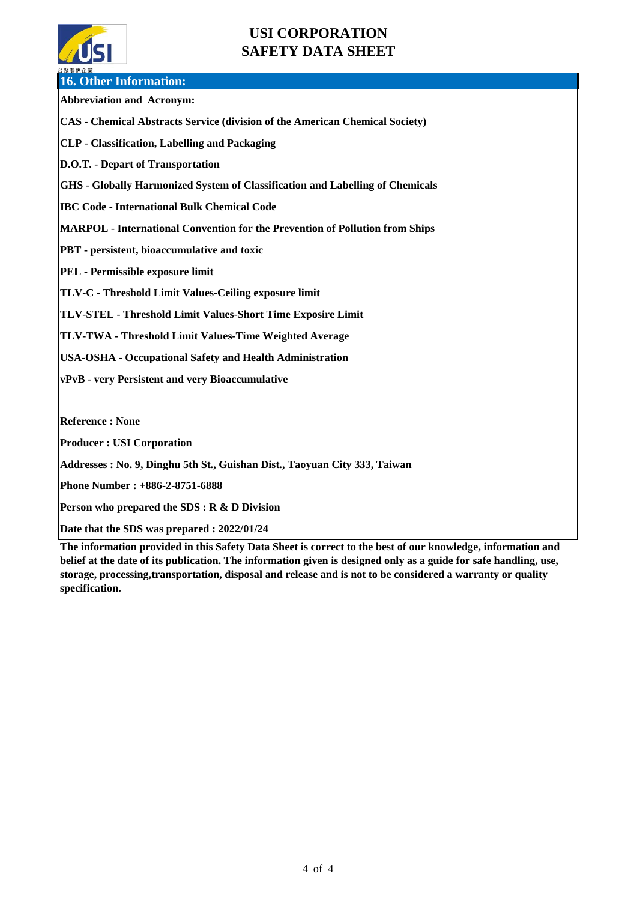## 16. Other Information:

**Abbreviation and Acronym:**

**CAS - Chemical Abstracts Service (division of the American Chemical Society)**

**CLP - Classification, Labelling and Packaging**

**D.O.T. - Depart of Transportation**

**GHS - Globally Harmonized System of Classification and Labelling of Chemicals**

**IBC Code - International Bulk Chemical Code**

**MARPOL - International Convention for the Prevention of Pollution from Ships**

**PBT - persistent, bioaccumulative and toxic**

**PEL - Permissible exposure limit**

**TLV-C - Threshold Limit Values-Ceiling exposure limit**

**TLV-STEL - Threshold Limit Values-Short Time Exposire Limit**

**TLV-TWA - Threshold Limit Values-Time Weighted Average**

**USA-OSHA - Occupational Safety and Health Administration**

**vPvB - very Persistent and very Bioaccumulative**

**Reference : None**

**Producer : USI Corporation**

**Addresses : No. 9, Dinghu 5th St., Guishan Dist., Taoyuan City 333, Taiwan**

**Phone Number : +886-2-8751-6888**

**Person who prepared the SDS : R & D Division**

**Date that the SDS was prepared : 2022/01/24**

**The information provided in this Safety Data Sheet is correct to the best of our knowledge, information and belief at the date of its publication. The information given is designed only as a guide for safe handling, use, storage, processing,transportation, disposal and release and is not to be considered a warranty or quality specification.**